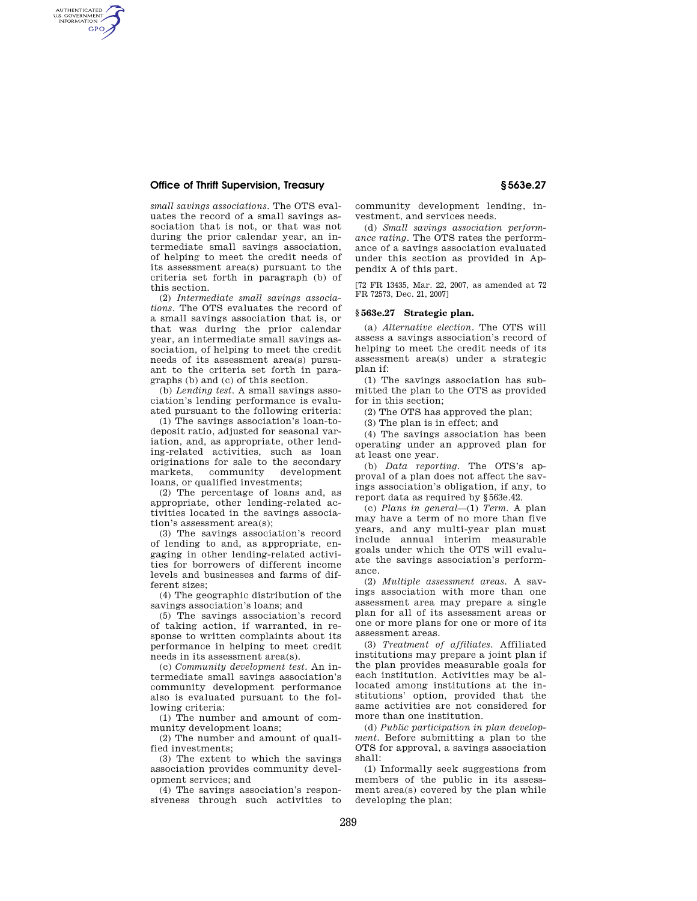*small savings associations.* The OTS evaluates the record of a small savings association that is not, or that was not during the prior calendar year, an intermediate small savings association, of helping to meet the credit needs of its assessment area(s) pursuant to the criteria set forth in paragraph (b) of this section.

(2) *Intermediate small savings associations.* The OTS evaluates the record of a small savings association that is, or that was during the prior calendar year, an intermediate small savings association, of helping to meet the credit needs of its assessment area(s) pursuant to the criteria set forth in paragraphs (b) and (c) of this section.

(b) *Lending test.* A small savings association's lending performance is evaluated pursuant to the following criteria:

(1) The savings association's loan-to-deposit ratio, adjusted for seasonal variation, and, as appropriate, other lending-related activities, such as loan originations for sale to the secondary markets, community development loans, or qualified investments;

(2) The percentage of loans and, as appropriate, other lending-related activities located in the savings association's assessment area(s);

(3) The savings association's record of lending to and, as appropriate, engaging in other lending-related activities for borrowers of different income levels and businesses and farms of different sizes;

(4) The geographic distribution of the savings association's loans; and

(5) The savings association's record of taking action, if warranted, in response to written complaints about its performance in helping to meet credit needs in its assessment area(s).

(c) *Community development test.* An intermediate small savings association's community development performance also is evaluated pursuant to the following criteria:

(1) The number and amount of community development loans;

(2) The number and amount of qualified investments;

(3) The extent to which the savings association provides community development services; and

(4) The savings association's responsiveness through such activities to community development lending, investment, and services needs.

(d) *Small savings association performance rating.* The OTS rates the performance of a savings association evaluated under this section as provided in Appendix A of this part.

[72 FR 13435, Mar. 22, 2007, as amended at 72 FR 72573, Dec. 21, 2007]

## § 563e.27 Strategic plan.

(a) *Alternative election.* The OTS will assess a savings association's record of helping to meet the credit needs of its assessment area(s) under a strategic plan if:

(1) The savings association has submitted the plan to the OTS as provided for in this section;

(2) The OTS has approved the plan;

(3) The plan is in effect; and

(4) The savings association has been operating under an approved plan for at least one year.

(b) *Data reporting.* The OTS's approval of a plan does not affect the savings association's obligation, if any, to report data as required by §563e.42.

(c) *Plans in general*—(1) *Term.* A plan may have a term of no more than five years, and any multi-year plan must include annual interim measurable goals under which the OTS will evaluate the savings association's performance.

(2) *Multiple assessment areas.* A savings association with more than one assessment area may prepare a single plan for all of its assessment areas or one or more plans for one or more of its assessment areas.

(3) *Treatment of affiliates.* Affiliated institutions may prepare a joint plan if the plan provides measurable goals for each institution. Activities may be allocated among institutions at the institutions' option, provided that the same activities are not considered for more than one institution.

(d) *Public participation in plan development.* Before submitting a plan to the OTS for approval, a savings association shall:

(1) Informally seek suggestions from members of the public in its assessment area(s) covered by the plan while developing the plan;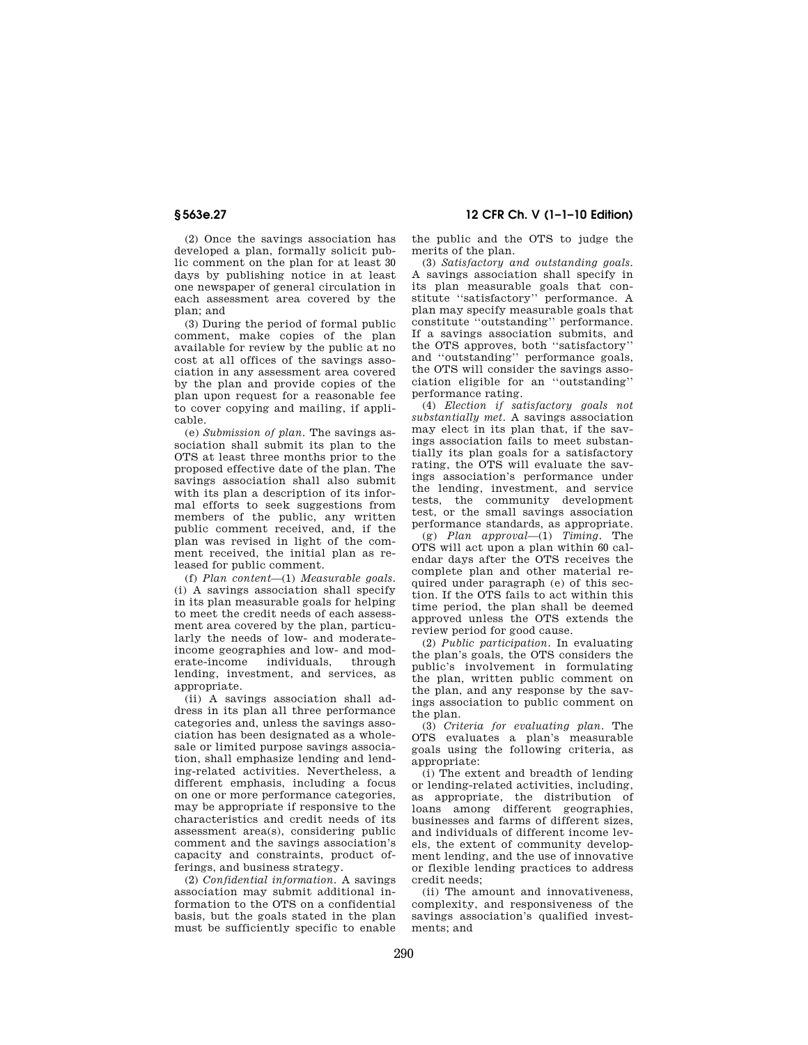(2) Once the savings association has developed a plan, formally solicit public comment on the plan for at least 30 days by publishing notice in at least one newspaper of general circulation in each assessment area covered by the plan; and

(3) During the period of formal public comment, make copies of the plan available for review by the public at no cost at all offices of the savings association in any assessment area covered by the plan and provide copies of the plan upon request for a reasonable fee to cover copying and mailing, if applicable.

(e) *Submission of plan.* The savings association shall submit its plan to the OTS at least three months prior to the proposed effective date of the plan. The savings association shall also submit with its plan a description of its informal efforts to seek suggestions from members of the public, any written public comment received, and, if the plan was revised in light of the comment received, the initial plan as released for public comment.

(f) *Plan content*—(1) *Measurable goals.* (i) A savings association shall specify in its plan measurable goals for helping to meet the credit needs of each assessment area covered by the plan, particularly the needs of low- and moderate-income geographies and low- and moderate-income individuals, through lending, investment, and services, as appropriate.

(ii) A savings association shall address in its plan all three performance categories and, unless the savings association has been designated as a wholesale or limited purpose savings association, shall emphasize lending and lending-related activities. Nevertheless, a different emphasis, including a focus on one or more performance categories, may be appropriate if responsive to the characteristics and credit needs of its assessment area(s), considering public comment and the savings association's capacity and constraints, product offerings, and business strategy.

(2) *Confidential information.* A savings association may submit additional information to the OTS on a confidential basis, but the goals stated in the plan must be sufficiently specific to enable the public and the OTS to judge the merits of the plan.

(3) *Satisfactory and outstanding goals.* A savings association shall specify in its plan measurable goals that constitute "satisfactory" performance. A plan may specify measurable goals that constitute "outstanding" performance. If a savings association submits, and the OTS approves, both "satisfactory" and "outstanding" performance goals, the OTS will consider the savings association eligible for an "outstanding" performance rating.

(4) *Election if satisfactory goals not substantially met.* A savings association may elect in its plan that, if the savings association fails to meet substantially its plan goals for a satisfactory rating, the OTS will evaluate the savings association's performance under the lending, investment, and service tests, the community development test, or the small savings association performance standards, as appropriate.

(g) *Plan approval*—(1) *Timing.* The OTS will act upon a plan within 60 calendar days after the OTS receives the complete plan and other material required under paragraph (e) of this section. If the OTS fails to act within this time period, the plan shall be deemed approved unless the OTS extends the review period for good cause.

(2) *Public participation.* In evaluating the plan's goals, the OTS considers the public's involvement in formulating the plan, written public comment on the plan, and any response by the savings association to public comment on the plan.

(3) *Criteria for evaluating plan.* The OTS evaluates a plan's measurable goals using the following criteria, as appropriate:

(i) The extent and breadth of lending or lending-related activities, including, as appropriate, the distribution of loans among different geographies, businesses and farms of different sizes, and individuals of different income levels, the extent of community development lending, and the use of innovative or flexible lending practices to address credit needs;

(ii) The amount and innovativeness, complexity, and responsiveness of the savings association's qualified investments; and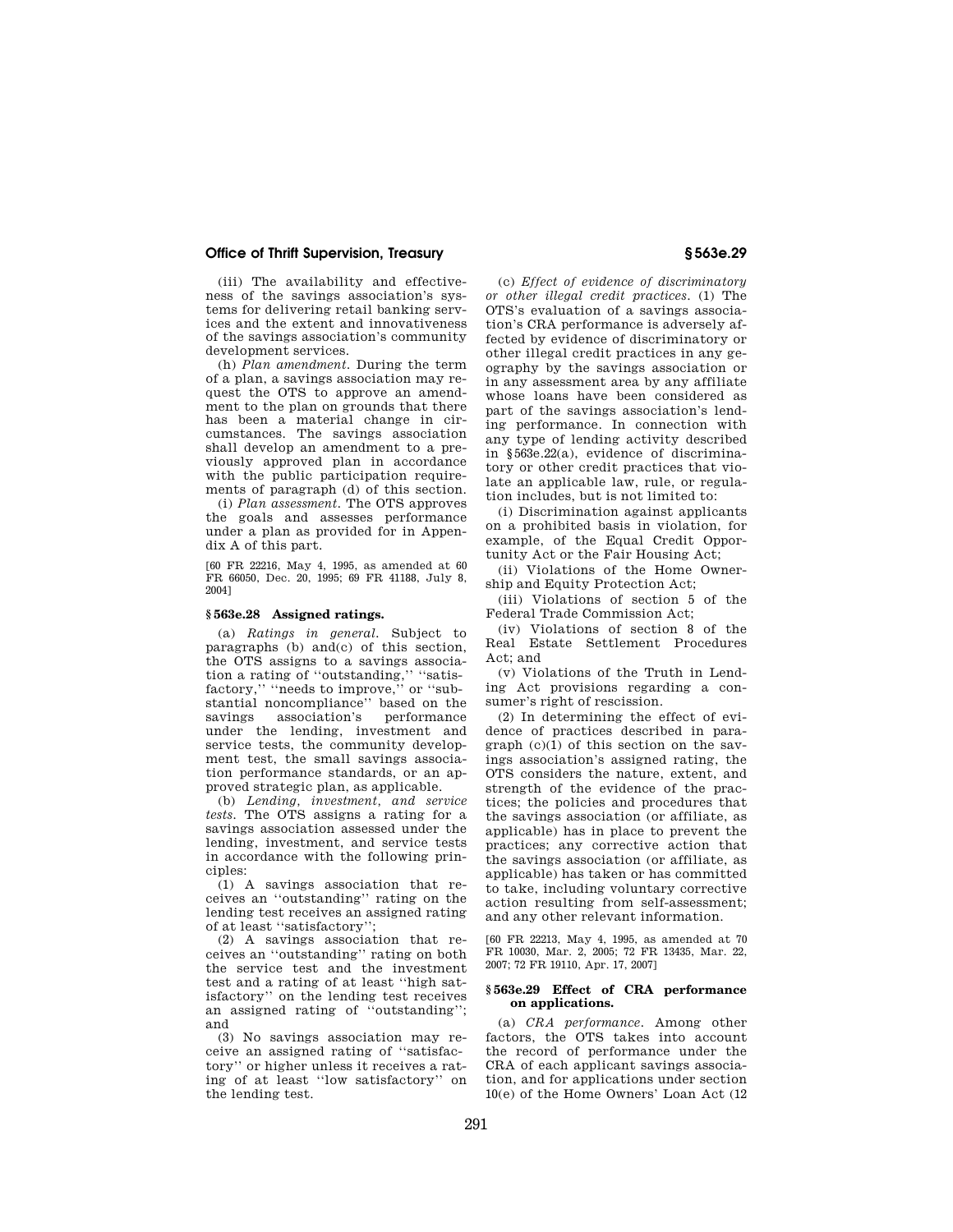(iii) The availability and effectiveness of the savings association's systems for delivering retail banking services and the extent and innovativeness of the savings association's community development services.

(h) *Plan amendment.* During the term of a plan, a savings association may request the OTS to approve an amendment to the plan on grounds that there has been a material change in circumstances. The savings association shall develop an amendment to a previously approved plan in accordance with the public participation requirements of paragraph (d) of this section.

(i) *Plan assessment.* The OTS approves the goals and assesses performance under a plan as provided for in Appendix A of this part.

[60 FR 22216, May 4, 1995, as amended at 60 FR 66050, Dec. 20, 1995; 69 FR 41188, July 8, 2004]

### § 563e.28 Assigned ratings.

(a) *Ratings in general.* Subject to paragraphs (b) and(c) of this section, the OTS assigns to a savings association a rating of ''outstanding,'' ''satisfactory,'' ''needs to improve,'' or ''substantial noncompliance'' based on the savings association's performance under the lending, investment and service tests, the community development test, the small savings association performance standards, or an approved strategic plan, as applicable.

(b) *Lending, investment, and service tests.* The OTS assigns a rating for a savings association assessed under the lending, investment, and service tests in accordance with the following principles:

(1) A savings association that receives an ''outstanding'' rating on the lending test receives an assigned rating of at least ''satisfactory'';

(2) A savings association that receives an ''outstanding'' rating on both the service test and the investment test and a rating of at least ''high satisfactory'' on the lending test receives an assigned rating of ''outstanding''; and

(3) No savings association may receive an assigned rating of ''satisfactory'' or higher unless it receives a rating of at least ''low satisfactory'' on the lending test.

(c) *Effect of evidence of discriminatory or other illegal credit practices.* (1) The OTS's evaluation of a savings association's CRA performance is adversely affected by evidence of discriminatory or other illegal credit practices in any geography by the savings association or in any assessment area by any affiliate whose loans have been considered as part of the savings association's lending performance. In connection with any type of lending activity described in §563e.22(a), evidence of discriminatory or other credit practices that violate an applicable law, rule, or regulation includes, but is not limited to:

(i) Discrimination against applicants on a prohibited basis in violation, for example, of the Equal Credit Opportunity Act or the Fair Housing Act;

(ii) Violations of the Home Ownership and Equity Protection Act;

(iii) Violations of section 5 of the Federal Trade Commission Act;

(iv) Violations of section 8 of the Real Estate Settlement Procedures Act; and

(v) Violations of the Truth in Lending Act provisions regarding a consumer's right of rescission.

(2) In determining the effect of evidence of practices described in paragraph (c)(1) of this section on the savings association's assigned rating, the OTS considers the nature, extent, and strength of the evidence of the practices; the policies and procedures that the savings association (or affiliate, as applicable) has in place to prevent the practices; any corrective action that the savings association (or affiliate, as applicable) has taken or has committed to take, including voluntary corrective action resulting from self-assessment; and any other relevant information.

[60 FR 22213, May 4, 1995, as amended at 70 FR 10030, Mar. 2, 2005; 72 FR 13435, Mar. 22, 2007; 72 FR 19110, Apr. 17, 2007]

### § 563e.29 Effect of CRA performance on applications.

(a) *CRA performance.* Among other factors, the OTS takes into account the record of performance under the CRA of each applicant savings association, and for applications under section 10(e) of the Home Owners' Loan Act (12